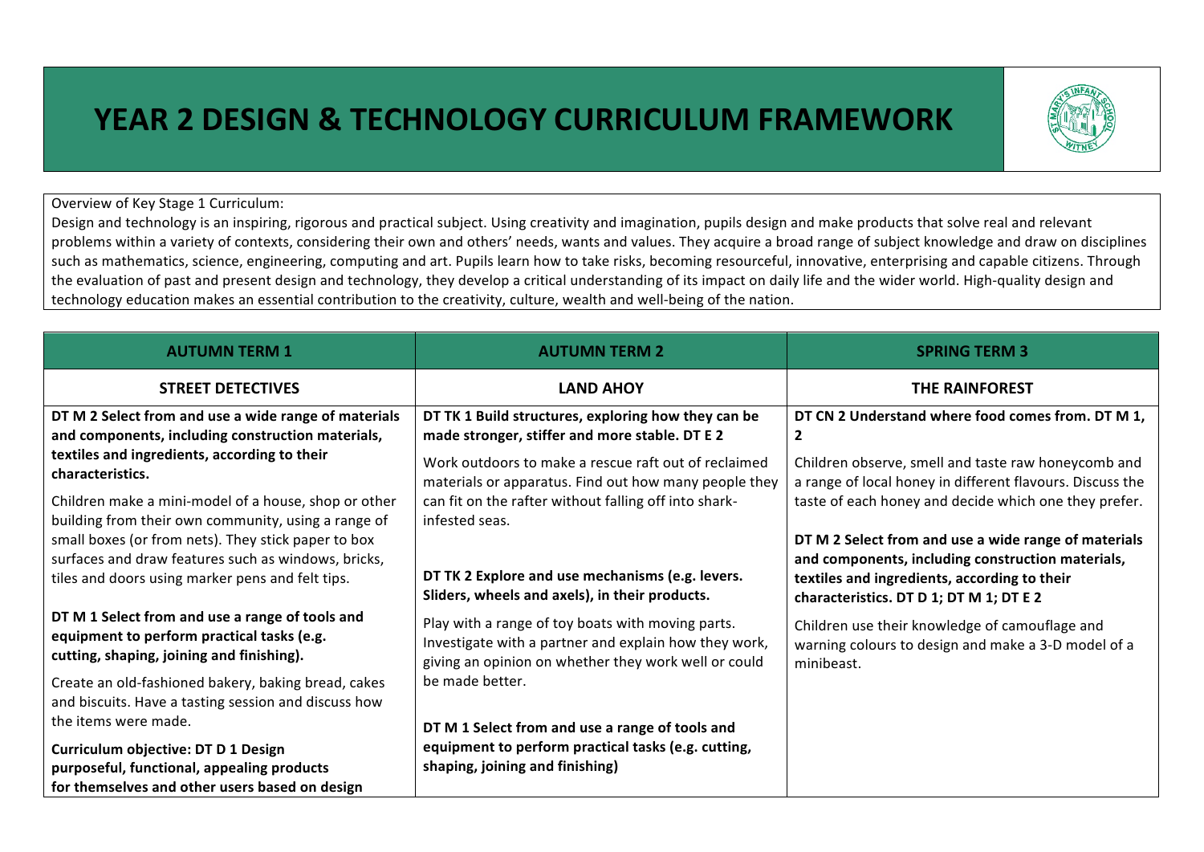# YEAR 2 DESIGN & TECHNOLOGY CURRICULUM FRAMEWORK

Overview of Key Stage 1 Curriculum:
Design and technology is an inspiring, rigorous and practical subject. Using creativity and imagination, pupils design and make products that solve real and relevant problems within a variety of contexts, considering their own and others' needs, wants and values. They acquire a broad range of subject knowledge and draw on disciplines such as mathematics, science, engineering, computing and art. Pupils learn how to take risks, becoming resourceful, innovative, enterprising and capable citizens. Through the evaluation of past and present design and technology, they develop a critical understanding of its impact on daily life and the wider world. High-quality design and technology education makes an essential contribution to the creativity, culture, wealth and well-being of the nation.

| AUTUMN TERM 1 | AUTUMN TERM 2 | SPRING TERM 3 |
|---|---|---|
| **STREET DETECTIVES** | **LAND AHOY** | **THE RAINFOREST** |
| **DT M 2 Select from and use a wide range of materials and components, including construction materials, textiles and ingredients, according to their characteristics.**<br><br>Children make a mini-model of a house, shop or other building from their own community, using a range of small boxes (or from nets). They stick paper to box surfaces and draw features such as windows, bricks, tiles and doors using marker pens and felt tips.<br><br>**DT M 1 Select from and use a range of tools and equipment to perform practical tasks (e.g. cutting, shaping, joining and finishing).**<br><br>Create an old-fashioned bakery, baking bread, cakes and biscuits. Have a tasting session and discuss how the items were made.<br><br>**Curriculum objective: DT D 1 Design purposeful, functional, appealing products for themselves and other users based on design** | **DT TK 1 Build structures, exploring how they can be made stronger, stiffer and more stable. DT E 2**<br><br>Work outdoors to make a rescue raft out of reclaimed materials or apparatus. Find out how many people they can fit on the rafter without falling off into shark-infested seas.<br><br>**DT TK 2 Explore and use mechanisms (e.g. levers. Sliders, wheels and axels), in their products.**<br><br>Play with a range of toy boats with moving parts. Investigate with a partner and explain how they work, giving an opinion on whether they work well or could be made better.<br><br>**DT M 1 Select from and use a range of tools and equipment to perform practical tasks (e.g. cutting, shaping, joining and finishing)** | **DT CN 2 Understand where food comes from. DT M 1, 2**<br><br>Children observe, smell and taste raw honeycomb and a range of local honey in different flavours. Discuss the taste of each honey and decide which one they prefer.<br><br>**DT M 2 Select from and use a wide range of materials and components, including construction materials, textiles and ingredients, according to their characteristics. DT D 1; DT M 1; DT E 2**<br><br>Children use their knowledge of camouflage and warning colours to design and make a 3-D model of a minibeast. |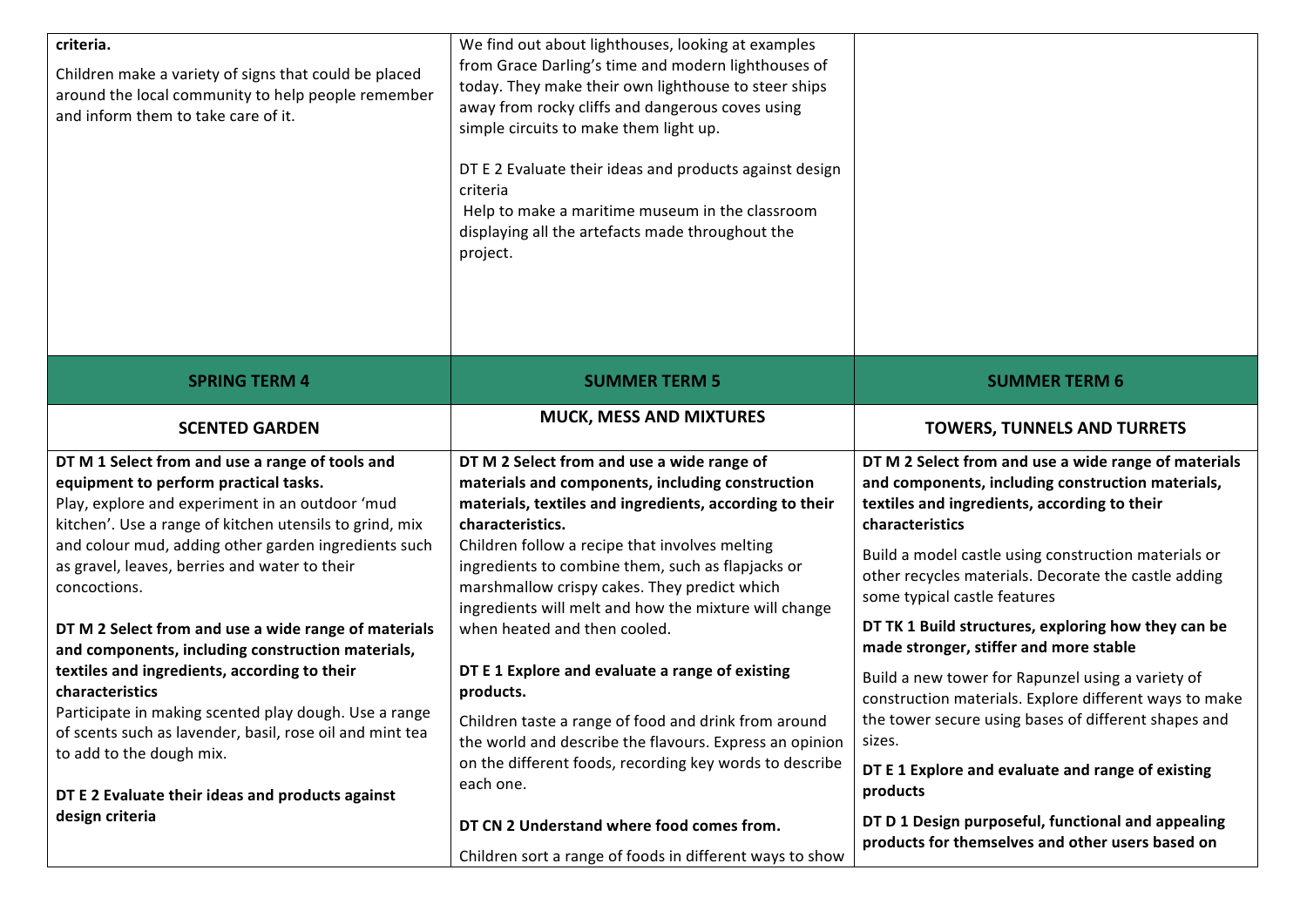| | | |
|---|---|---|
| **criteria.**<br><br>Children make a variety of signs that could be placed around the local community to help people remember and inform them to take care of it. | We find out about lighthouses, looking at examples from Grace Darling's time and modern lighthouses of today. They make their own lighthouse to steer ships away from rocky cliffs and dangerous coves using simple circuits to make them light up.<br><br>DT E 2 Evaluate their ideas and products against design criteria<br><br>Help to make a maritime museum in the classroom displaying all the artefacts made throughout the project. | |
| **SPRING TERM 4** | **SUMMER TERM 5** | **SUMMER TERM 6** |
| **SCENTED GARDEN** | **MUCK, MESS AND MIXTURES** | **TOWERS, TUNNELS AND TURRETS** |
| **DT M 1 Select from and use a range of tools and equipment to perform practical tasks.**<br>Play, explore and experiment in an outdoor 'mud kitchen'. Use a range of kitchen utensils to grind, mix and colour mud, adding other garden ingredients such as gravel, leaves, berries and water to their concoctions.<br><br>**DT M 2 Select from and use a wide range of materials and components, including construction materials, textiles and ingredients, according to their characteristics**<br>Participate in making scented play dough. Use a range of scents such as lavender, basil, rose oil and mint tea to add to the dough mix.<br><br>**DT E 2 Evaluate their ideas and products against design criteria** | **DT M 2 Select from and use a wide range of materials and components, including construction materials, textiles and ingredients, according to their characteristics.**<br>Children follow a recipe that involves melting ingredients to combine them, such as flapjacks or marshmallow crispy cakes. They predict which ingredients will melt and how the mixture will change when heated and then cooled.<br><br>**DT E 1 Explore and evaluate a range of existing products.**<br><br>Children taste a range of food and drink from around the world and describe the flavours. Express an opinion on the different foods, recording key words to describe each one.<br><br>**DT CN 2 Understand where food comes from.**<br><br>Children sort a range of foods in different ways to show | **DT M 2 Select from and use a wide range of materials and components, including construction materials, textiles and ingredients, according to their characteristics**<br><br>Build a model castle using construction materials or other recycles materials. Decorate the castle adding some typical castle features<br><br>**DT TK 1 Build structures, exploring how they can be made stronger, stiffer and more stable**<br><br>Build a new tower for Rapunzel using a variety of construction materials. Explore different ways to make the tower secure using bases of different shapes and sizes.<br><br>**DT E 1 Explore and evaluate and range of existing products**<br><br>**DT D 1 Design purposeful, functional and appealing products for themselves and other users based on** |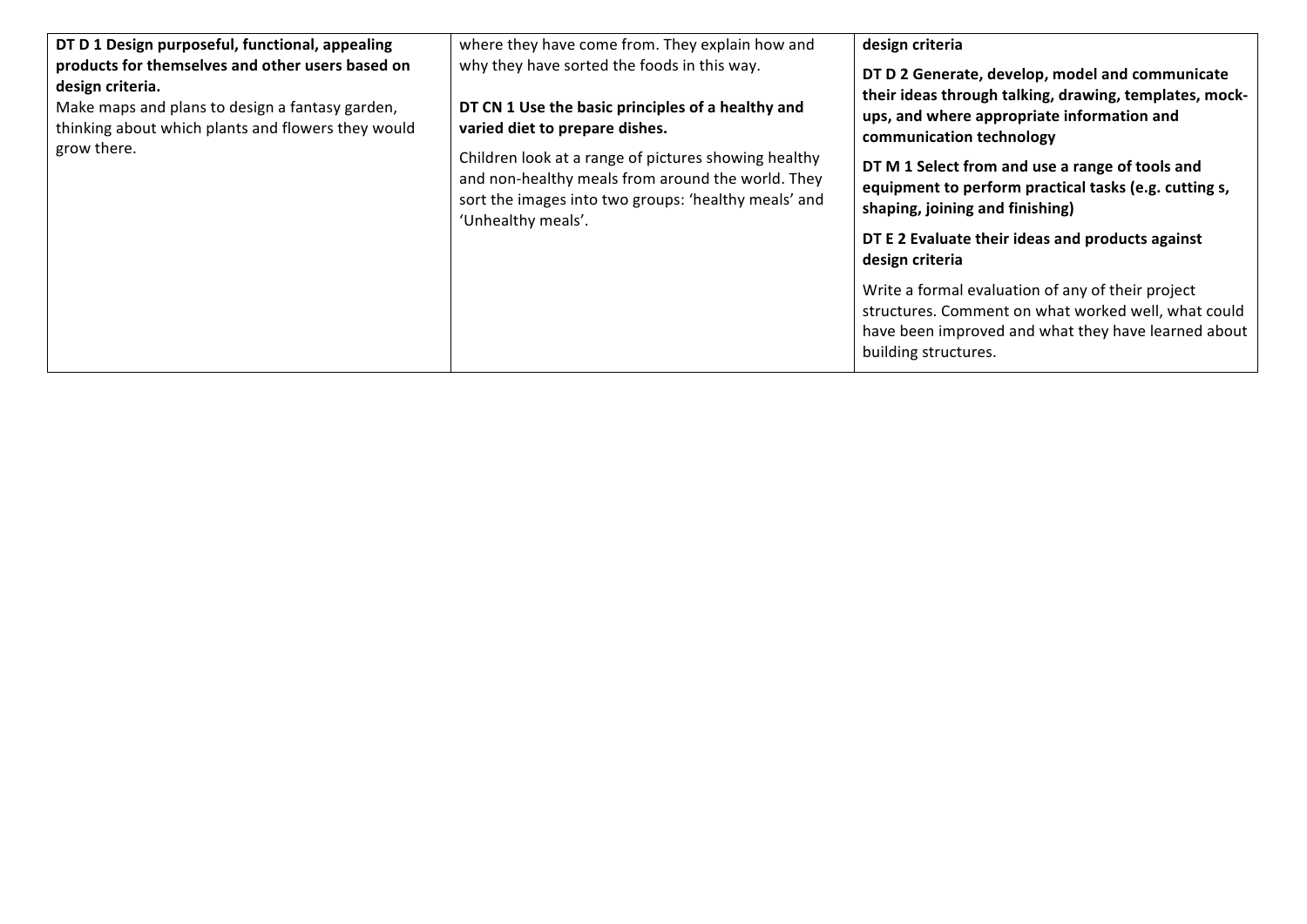| | | |
|---|---|---|
| **DT D 1 Design purposeful, functional, appealing products for themselves and other users based on design criteria.**<br>Make maps and plans to design a fantasy garden, thinking about which plants and flowers they would grow there. | where they have come from. They explain how and why they have sorted the foods in this way.<br><br>**DT CN 1 Use the basic principles of a healthy and varied diet to prepare dishes.**<br>Children look at a range of pictures showing healthy and non-healthy meals from around the world. They sort the images into two groups: 'healthy meals' and 'Unhealthy meals'. | **design criteria**<br><br>**DT D 2 Generate, develop, model and communicate their ideas through talking, drawing, templates, mock-ups, and where appropriate information and communication technology**<br><br>**DT M 1 Select from and use a range of tools and equipment to perform practical tasks (e.g. cutting s, shaping, joining and finishing)**<br><br>**DT E 2 Evaluate their ideas and products against design criteria**<br><br>Write a formal evaluation of any of their project structures. Comment on what worked well, what could have been improved and what they have learned about building structures. |